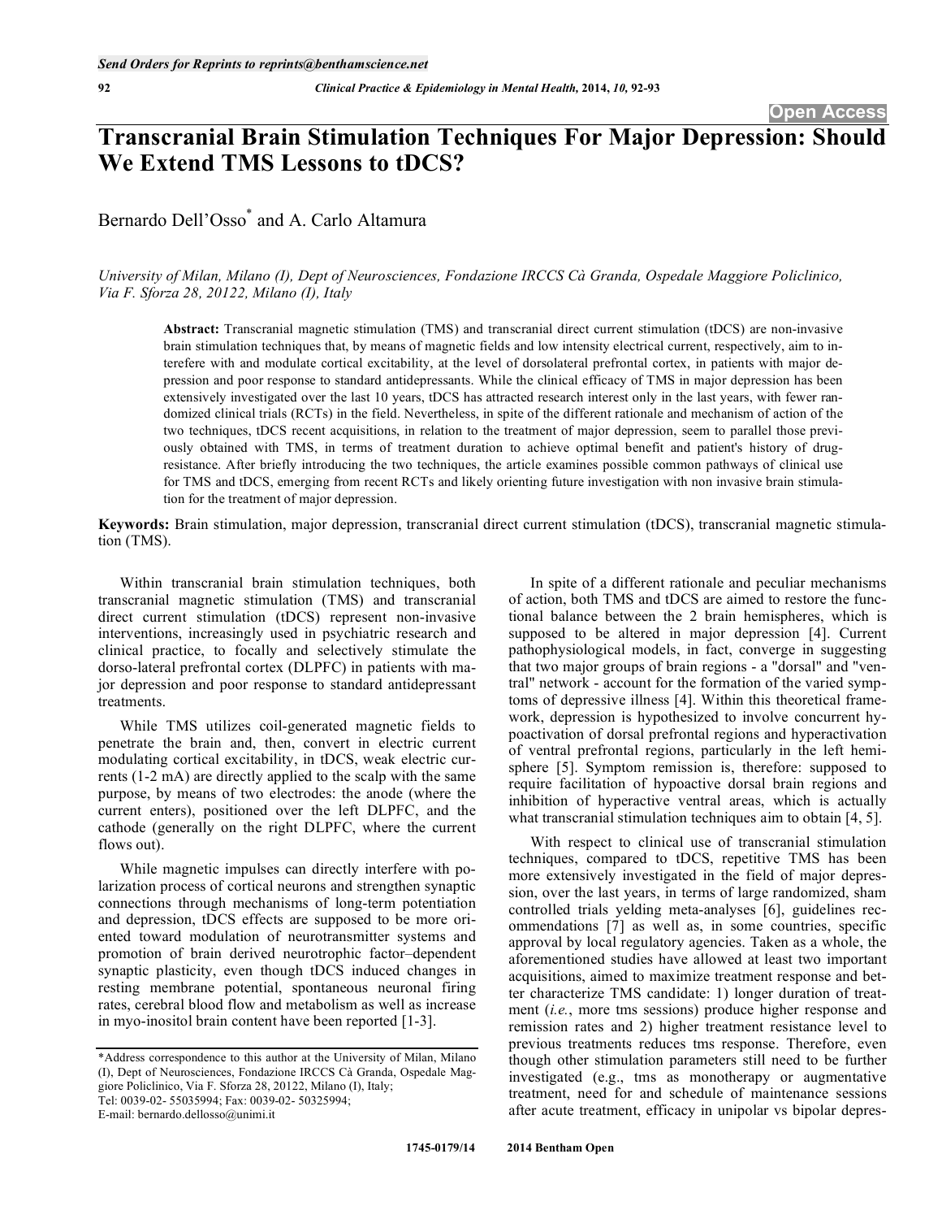# Transcranial Brain Stimulation Techniques For Major Depression: Should We Extend TMS Lessons to tDCS?

Bernardo Dell'Osso* and A. Carlo Altamura

*University of Milan, Milano (I), Dept of Neurosciences, Fondazione IRCCS Cà Granda, Ospedale Maggiore Policlinico, Via F. Sforza 28, 20122, Milano (I), Italy*

**Abstract:** Transcranial magnetic stimulation (TMS) and transcranial direct current stimulation (tDCS) are non-invasive brain stimulation techniques that, by means of magnetic fields and low intensity electrical current, respectively, aim to interefere with and modulate cortical excitability, at the level of dorsolateral prefrontal cortex, in patients with major depression and poor response to standard antidepressants. While the clinical efficacy of TMS in major depression has been extensively investigated over the last 10 years, tDCS has attracted research interest only in the last years, with fewer randomized clinical trials (RCTs) in the field. Nevertheless, in spite of the different rationale and mechanism of action of the two techniques, tDCS recent acquisitions, in relation to the treatment of major depression, seem to parallel those previously obtained with TMS, in terms of treatment duration to achieve optimal benefit and patient's history of drug-resistance. After briefly introducing the two techniques, the article examines possible common pathways of clinical use for TMS and tDCS, emerging from recent RCTs and likely orienting future investigation with non invasive brain stimulation for the treatment of major depression.

**Keywords:** Brain stimulation, major depression, transcranial direct current stimulation (tDCS), transcranial magnetic stimulation (TMS).

Within transcranial brain stimulation techniques, both transcranial magnetic stimulation (TMS) and transcranial direct current stimulation (tDCS) represent non-invasive interventions, increasingly used in psychiatric research and clinical practice, to focally and selectively stimulate the dorso-lateral prefrontal cortex (DLPFC) in patients with major depression and poor response to standard antidepressant treatments.

While TMS utilizes coil-generated magnetic fields to penetrate the brain and, then, convert in electric current modulating cortical excitability, in tDCS, weak electric currents (1-2 mA) are directly applied to the scalp with the same purpose, by means of two electrodes: the anode (where the current enters), positioned over the left DLPFC, and the cathode (generally on the right DLPFC, where the current flows out).

While magnetic impulses can directly interfere with polarization process of cortical neurons and strengthen synaptic connections through mechanisms of long-term potentiation and depression, tDCS effects are supposed to be more oriented toward modulation of neurotransmitter systems and promotion of brain derived neurotrophic factor–dependent synaptic plasticity, even though tDCS induced changes in resting membrane potential, spontaneous neuronal firing rates, cerebral blood flow and metabolism as well as increase in myo-inositol brain content have been reported [1-3].

In spite of a different rationale and peculiar mechanisms of action, both TMS and tDCS are aimed to restore the functional balance between the 2 brain hemispheres, which is supposed to be altered in major depression [4]. Current pathophysiological models, in fact, converge in suggesting that two major groups of brain regions - a "dorsal" and "ventral" network - account for the formation of the varied symptoms of depressive illness [4]. Within this theoretical framework, depression is hypothesized to involve concurrent hypoactivation of dorsal prefrontal regions and hyperactivation of ventral prefrontal regions, particularly in the left hemisphere [5]. Symptom remission is, therefore: supposed to require facilitation of hypoactive dorsal brain regions and inhibition of hyperactive ventral areas, which is actually what transcranial stimulation techniques aim to obtain [4, 5].

With respect to clinical use of transcranial stimulation techniques, compared to tDCS, repetitive TMS has been more extensively investigated in the field of major depression, over the last years, in terms of large randomized, sham controlled trials yelding meta-analyses [6], guidelines recommendations [7] as well as, in some countries, specific approval by local regulatory agencies. Taken as a whole, the aforementioned studies have allowed at least two important acquisitions, aimed to maximize treatment response and better characterize TMS candidate: 1) longer duration of treatment (*i.e.*, more tms sessions) produce higher response and remission rates and 2) higher treatment resistance level to previous treatments reduces tms response. Therefore, even though other stimulation parameters still need to be further investigated (e.g., tms as monotherapy or augmentative treatment, need for and schedule of maintenance sessions after acute treatment, efficacy in unipolar vs bipolar depres-

*Address correspondence to this author at the University of Milan, Milano (I), Dept of Neurosciences, Fondazione IRCCS Cà Granda, Ospedale Maggiore Policlinico, Via F. Sforza 28, 20122, Milano (I), Italy;
Tel: 0039-02- 55035994; Fax: 0039-02- 50325994;
E-mail: bernardo.dellosso@unimi.it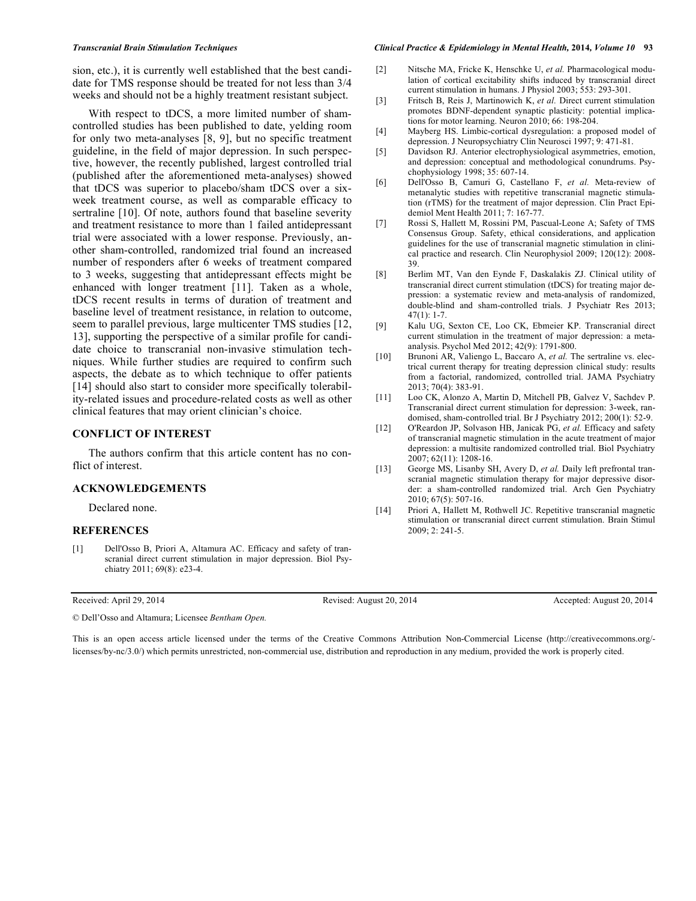sion, etc.), it is currently well established that the best candidate for TMS response should be treated for not less than 3/4 weeks and should not be a highly treatment resistant subject.

With respect to tDCS, a more limited number of sham-controlled studies has been published to date, yelding room for only two meta-analyses [8, 9], but no specific treatment guideline, in the field of major depression. In such perspective, however, the recently published, largest controlled trial (published after the aforementioned meta-analyses) showed that tDCS was superior to placebo/sham tDCS over a six-week treatment course, as well as comparable efficacy to sertraline [10]. Of note, authors found that baseline severity and treatment resistance to more than 1 failed antidepressant trial were associated with a lower response. Previously, another sham-controlled, randomized trial found an increased number of responders after 6 weeks of treatment compared to 3 weeks, suggesting that antidepressant effects might be enhanced with longer treatment [11]. Taken as a whole, tDCS recent results in terms of duration of treatment and baseline level of treatment resistance, in relation to outcome, seem to parallel previous, large multicenter TMS studies [12, 13], supporting the perspective of a similar profile for candidate choice to transcranial non-invasive stimulation techniques. While further studies are required to confirm such aspects, the debate as to which technique to offer patients [14] should also start to consider more specifically tolerability-related issues and procedure-related costs as well as other clinical features that may orient clinician's choice.

## CONFLICT OF INTEREST

The authors confirm that this article content has no conflict of interest.

## ACKNOWLEDGEMENTS

Declared none.

## REFERENCES

[1] Dell'Osso B, Priori A, Altamura AC. Efficacy and safety of transcranial direct current stimulation in major depression. Biol Psychiatry 2011; 69(8): e23-4.

[2] Nitsche MA, Fricke K, Henschke U, *et al.* Pharmacological modulation of cortical excitability shifts induced by transcranial direct current stimulation in humans. J Physiol 2003; 553: 293-301.

[3] Fritsch B, Reis J, Martinowich K, *et al.* Direct current stimulation promotes BDNF-dependent synaptic plasticity: potential implications for motor learning. Neuron 2010; 66: 198-204.

[4] Mayberg HS. Limbic-cortical dysregulation: a proposed model of depression. J Neuropsychiatry Clin Neurosci 1997; 9: 471-81.

[5] Davidson RJ. Anterior electrophysiological asymmetries, emotion, and depression: conceptual and methodological conundrums. Psychophysiology 1998; 35: 607-14.

[6] Dell'Osso B, Camuri G, Castellano F, *et al.* Meta-review of metanalytic studies with repetitive transcranial magnetic stimulation (rTMS) for the treatment of major depression. Clin Pract Epidemiol Ment Health 2011; 7: 167-77.

[7] Rossi S, Hallett M, Rossini PM, Pascual-Leone A; Safety of TMS Consensus Group. Safety, ethical considerations, and application guidelines for the use of transcranial magnetic stimulation in clinical practice and research. Clin Neurophysiol 2009; 120(12): 2008-39.

[8] Berlim MT, Van den Eynde F, Daskalakis ZJ. Clinical utility of transcranial direct current stimulation (tDCS) for treating major depression: a systematic review and meta-analysis of randomized, double-blind and sham-controlled trials. J Psychiatr Res 2013; 47(1): 1-7.

[9] Kalu UG, Sexton CE, Loo CK, Ebmeier KP. Transcranial direct current stimulation in the treatment of major depression: a meta-analysis. Psychol Med 2012; 42(9): 1791-800.

[10] Brunoni AR, Valiengo L, Baccaro A, *et al.* The sertraline vs. electrical current therapy for treating depression clinical study: results from a factorial, randomized, controlled trial. JAMA Psychiatry 2013; 70(4): 383-91.

[11] Loo CK, Alonzo A, Martin D, Mitchell PB, Galvez V, Sachdev P. Transcranial direct current stimulation for depression: 3-week, randomised, sham-controlled trial. Br J Psychiatry 2012; 200(1): 52-9.

[12] O'Reardon JP, Solvason HB, Janicak PG, *et al.* Efficacy and safety of transcranial magnetic stimulation in the acute treatment of major depression: a multisite randomized controlled trial. Biol Psychiatry 2007; 62(11): 1208-16.

[13] George MS, Lisanby SH, Avery D, *et al.* Daily left prefrontal transcranial magnetic stimulation therapy for major depressive disorder: a sham-controlled randomized trial. Arch Gen Psychiatry 2010; 67(5): 507-16.

[14] Priori A, Hallett M, Rothwell JC. Repetitive transcranial magnetic stimulation or transcranial direct current stimulation. Brain Stimul 2009; 2: 241-5.

Received: April 29, 2014 Revised: August 20, 2014 Accepted: August 20, 2014

© Dell'Osso and Altamura; Licensee *Bentham Open.*

This is an open access article licensed under the terms of the Creative Commons Attribution Non-Commercial License (http://creativecommons.org/-licenses/by-nc/3.0/) which permits unrestricted, non-commercial use, distribution and reproduction in any medium, provided the work is properly cited.